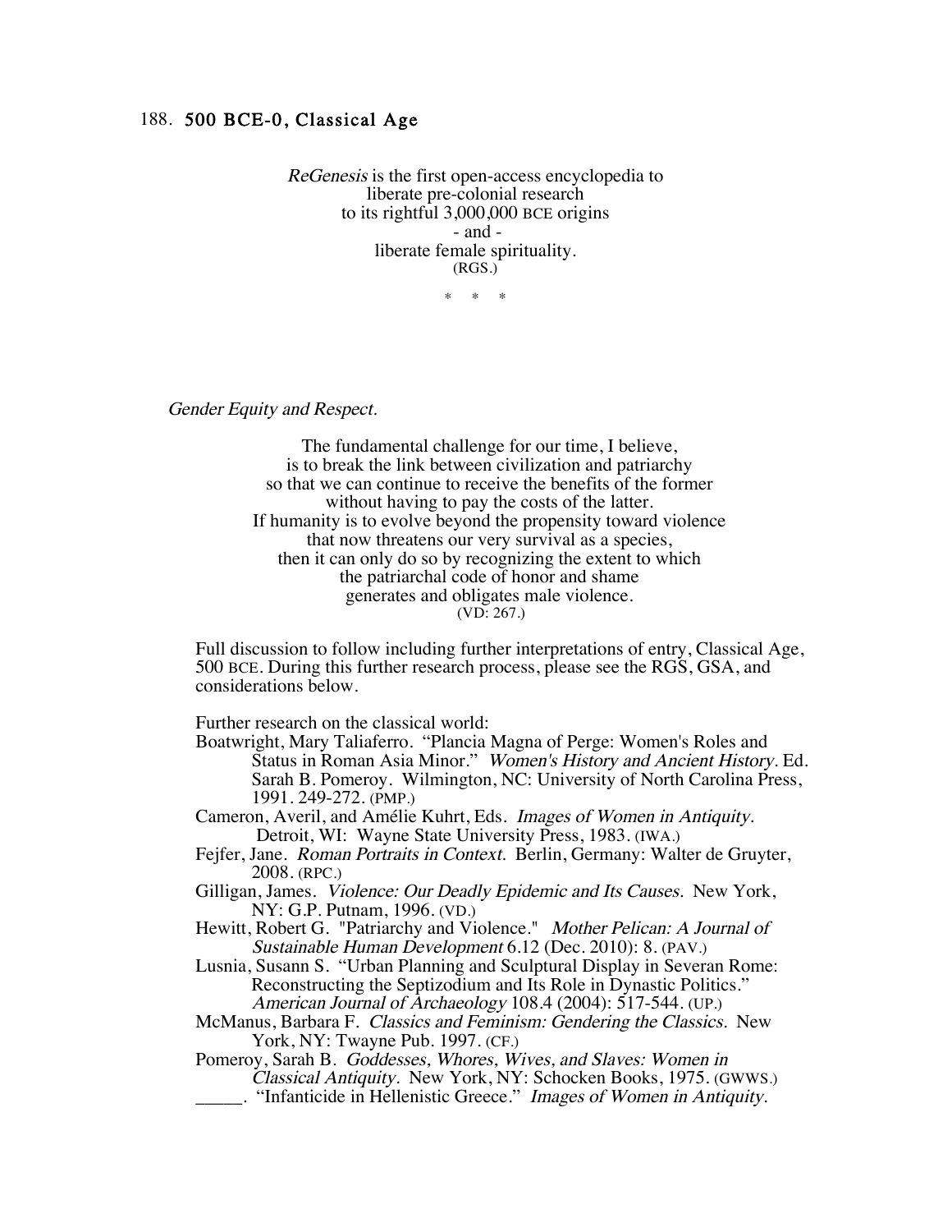# 188. 500 BCE-0, Classical Age

*ReGenesis* is the first open-access encyclopedia to
liberate pre-colonial research
to its rightful 3,000,000 BCE origins
- and -
liberate female spirituality.
(RGS.)

\* \* \*

*Gender Equity and Respect.*

The fundamental challenge for our time, I believe,
is to break the link between civilization and patriarchy
so that we can continue to receive the benefits of the former
without having to pay the costs of the latter.
If humanity is to evolve beyond the propensity toward violence
that now threatens our very survival as a species,
then it can only do so by recognizing the extent to which
the patriarchal code of honor and shame
generates and obligates male violence.
(VD: 267.)

Full discussion to follow including further interpretations of entry, Classical Age, 500 BCE. During this further research process, please see the RGS, GSA, and considerations below.

Further research on the classical world:

Boatwright, Mary Taliaferro. "Plancia Magna of Perge: Women's Roles and Status in Roman Asia Minor." *Women's History and Ancient History*. Ed. Sarah B. Pomeroy. Wilmington, NC: University of North Carolina Press, 1991. 249-272. (PMP.)

Cameron, Averil, and Amélie Kuhrt, Eds. *Images of Women in Antiquity.* Detroit, WI: Wayne State University Press, 1983. (IWA.)

Fejfer, Jane. *Roman Portraits in Context.* Berlin, Germany: Walter de Gruyter, 2008. (RPC.)

Gilligan, James. *Violence: Our Deadly Epidemic and Its Causes.* New York, NY: G.P. Putnam, 1996. (VD.)

Hewitt, Robert G. "Patriarchy and Violence." *Mother Pelican: A Journal of Sustainable Human Development* 6.12 (Dec. 2010): 8. (PAV.)

Lusnia, Susann S. "Urban Planning and Sculptural Display in Severan Rome: Reconstructing the Septizodium and Its Role in Dynastic Politics." *American Journal of Archaeology* 108.4 (2004): 517-544. (UP.)

McManus, Barbara F. *Classics and Feminism: Gendering the Classics.* New York, NY: Twayne Pub. 1997. (CF.)

Pomeroy, Sarah B. *Goddesses, Whores, Wives, and Slaves: Women in Classical Antiquity.* New York, NY: Schocken Books, 1975. (GWWS.)

_____. "Infanticide in Hellenistic Greece." *Images of Women in Antiquity.*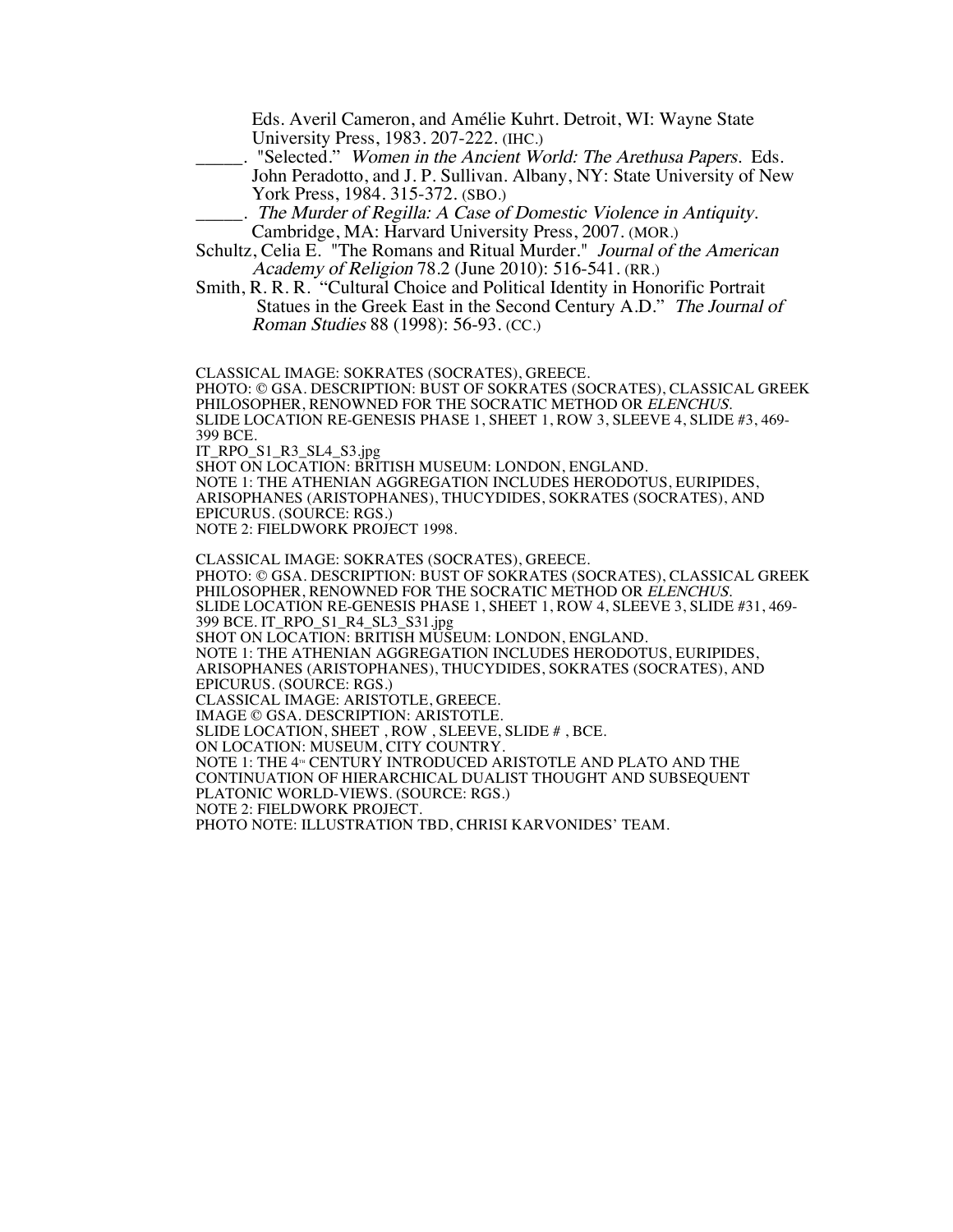Eds. Averil Cameron, and Amélie Kuhrt. Detroit, WI: Wayne State University Press, 1983. 207-222. (IHC.)

_____. "Selected." *Women in the Ancient World: The Arethusa Papers.* Eds. John Peradotto, and J. P. Sullivan. Albany, NY: State University of New York Press, 1984. 315-372. (SBO.)

_____. *The Murder of Regilla: A Case of Domestic Violence in Antiquity.* Cambridge, MA: Harvard University Press, 2007. (MOR.)

Schultz, Celia E. "The Romans and Ritual Murder." *Journal of the American Academy of Religion* 78.2 (June 2010): 516-541. (RR.)

Smith, R. R. R. "Cultural Choice and Political Identity in Honorific Portrait Statues in the Greek East in the Second Century A.D." *The Journal of Roman Studies* 88 (1998): 56-93. (CC.)

CLASSICAL IMAGE: SOKRATES (SOCRATES), GREECE.
PHOTO: © GSA. DESCRIPTION: BUST OF SOKRATES (SOCRATES), CLASSICAL GREEK PHILOSOPHER, RENOWNED FOR THE SOCRATIC METHOD OR *ELENCHUS.*
SLIDE LOCATION RE-GENESIS PHASE 1, SHEET 1, ROW 3, SLEEVE 4, SLIDE #3, 469-399 BCE.
IT_RPO_S1_R3_SL4_S3.jpg
SHOT ON LOCATION: BRITISH MUSEUM: LONDON, ENGLAND.
NOTE 1: THE ATHENIAN AGGREGATION INCLUDES HERODOTUS, EURIPIDES, ARISOPHANES (ARISTOPHANES), THUCYDIDES, SOKRATES (SOCRATES), AND EPICURUS. (SOURCE: RGS.)
NOTE 2: FIELDWORK PROJECT 1998.

CLASSICAL IMAGE: SOKRATES (SOCRATES), GREECE.
PHOTO: © GSA. DESCRIPTION: BUST OF SOKRATES (SOCRATES), CLASSICAL GREEK PHILOSOPHER, RENOWNED FOR THE SOCRATIC METHOD OR *ELENCHUS.*
SLIDE LOCATION RE-GENESIS PHASE 1, SHEET 1, ROW 4, SLEEVE 3, SLIDE #31, 469-399 BCE. IT_RPO_S1_R4_SL3_S31.jpg
SHOT ON LOCATION: BRITISH MUSEUM: LONDON, ENGLAND.
NOTE 1: THE ATHENIAN AGGREGATION INCLUDES HERODOTUS, EURIPIDES, ARISOPHANES (ARISTOPHANES), THUCYDIDES, SOKRATES (SOCRATES), AND EPICURUS. (SOURCE: RGS.)
CLASSICAL IMAGE: ARISTOTLE, GREECE.
IMAGE © GSA. DESCRIPTION: ARISTOTLE.
SLIDE LOCATION, SHEET , ROW , SLEEVE, SLIDE # , BCE.
ON LOCATION: MUSEUM, CITY COUNTRY.
NOTE 1: THE 4TH CENTURY INTRODUCED ARISTOTLE AND PLATO AND THE CONTINUATION OF HIERARCHICAL DUALIST THOUGHT AND SUBSEQUENT PLATONIC WORLD-VIEWS. (SOURCE: RGS.)
NOTE 2: FIELDWORK PROJECT.
PHOTO NOTE: ILLUSTRATION TBD, CHRISI KARVONIDES' TEAM.